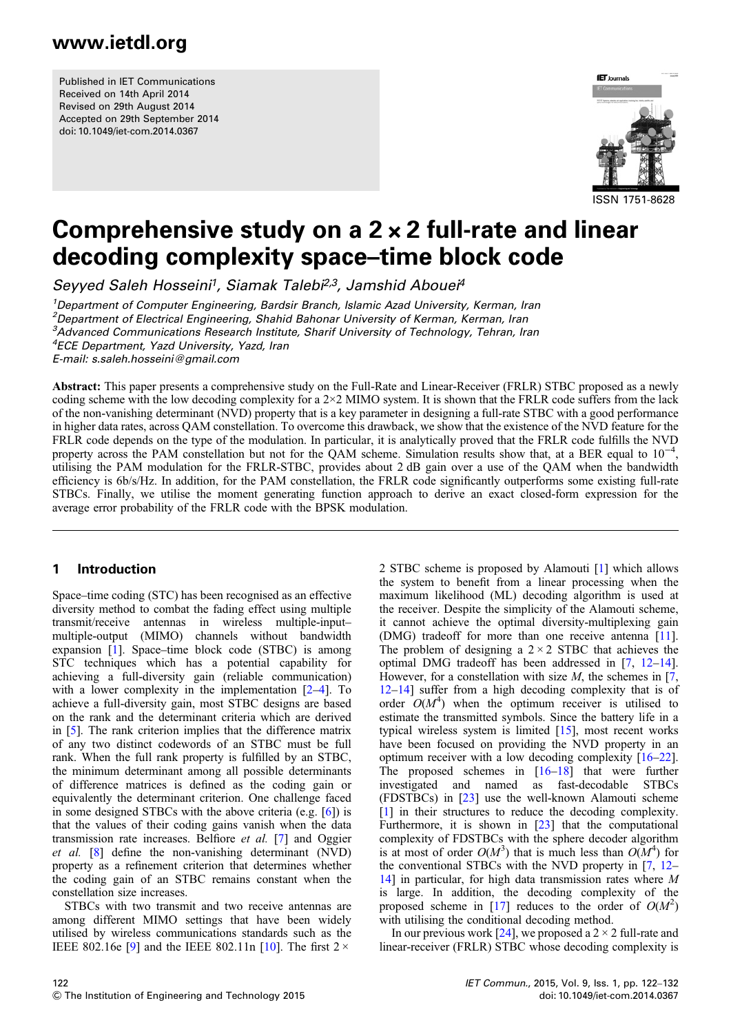www.ietdl.org

Published in IET Communications
Received on 14th April 2014
Revised on 29th August 2014
Accepted on 29th September 2014
doi: 10.1049/iet-com.2014.0367

ISSN 1751-8628

# Comprehensive study on a 2 × 2 full-rate and linear decoding complexity space–time block code

*Seyyed Saleh Hosseini*[1], *Siamak Talebi*[2,3], *Jamshid Abouei*[4]

[1]Department of Computer Engineering, Bardsir Branch, Islamic Azad University, Kerman, Iran
[2]Department of Electrical Engineering, Shahid Bahonar University of Kerman, Kerman, Iran
[3]Advanced Communications Research Institute, Sharif University of Technology, Tehran, Iran
[4]ECE Department, Yazd University, Yazd, Iran
E-mail: s.saleh.hosseini@gmail.com

**Abstract:** This paper presents a comprehensive study on the Full-Rate and Linear-Receiver (FRLR) STBC proposed as a newly coding scheme with the low decoding complexity for a 2×2 MIMO system. It is shown that the FRLR code suffers from the lack of the non-vanishing determinant (NVD) property that is a key parameter in designing a full-rate STBC with a good performance in higher data rates, across QAM constellation. To overcome this drawback, we show that the existence of the NVD feature for the FRLR code depends on the type of the modulation. In particular, it is analytically proved that the FRLR code fulfills the NVD property across the PAM constellation but not for the QAM scheme. Simulation results show that, at a BER equal to $10^{-4}$, utilising the PAM modulation for the FRLR-STBC, provides about 2 dB gain over a use of the QAM when the bandwidth efficiency is 6b/s/Hz. In addition, for the PAM constellation, the FRLR code significantly outperforms some existing full-rate STBCs. Finally, we utilise the moment generating function approach to derive an exact closed-form expression for the average error probability of the FRLR code with the BPSK modulation.

## 1 Introduction

Space–time coding (STC) has been recognised as an effective diversity method to combat the fading effect using multiple transmit/receive antennas in wireless multiple-input–multiple-output (MIMO) channels without bandwidth expansion [1]. Space–time block code (STBC) is among STC techniques which has a potential capability for achieving a full-diversity gain (reliable communication) with a lower complexity in the implementation [2–4]. To achieve a full-diversity gain, most STBC designs are based on the rank and the determinant criteria which are derived in [5]. The rank criterion implies that the difference matrix of any two distinct codewords of an STBC must be full rank. When the full rank property is fulfilled by an STBC, the minimum determinant among all possible determinants of difference matrices is defined as the coding gain or equivalently the determinant criterion. One challenge faced in some designed STBCs with the above criteria (e.g. [6]) is that the values of their coding gains vanish when the data transmission rate increases. Belfiore *et al.* [7] and Oggier *et al.* [8] define the non-vanishing determinant (NVD) property as a refinement criterion that determines whether the coding gain of an STBC remains constant when the constellation size increases.

STBCs with two transmit and two receive antennas are among different MIMO settings that have been widely utilised by wireless communications standards such as the IEEE 802.16e [9] and the IEEE 802.11n [10]. The first 2 × 2 STBC scheme is proposed by Alamouti [1] which allows the system to benefit from a linear processing when the maximum likelihood (ML) decoding algorithm is used at the receiver. Despite the simplicity of the Alamouti scheme, it cannot achieve the optimal diversity-multiplexing gain (DMG) tradeoff for more than one receive antenna [11]. The problem of designing a 2 × 2 STBC that achieves the optimal DMG tradeoff has been addressed in [7, 12–14]. However, for a constellation with size $M$, the schemes in [7, 12–14] suffer from a high decoding complexity that is of order $O(M^4)$ when the optimum receiver is utilised to estimate the transmitted symbols. Since the battery life in a typical wireless system is limited [15], most recent works have been focused on providing the NVD property in an optimum receiver with a low decoding complexity [16–22]. The proposed schemes in [16–18] that were further investigated and named as fast-decodable STBCs (FDSTBCs) in [23] use the well-known Alamouti scheme [1] in their structures to reduce the decoding complexity. Furthermore, it is shown in [23] that the computational complexity of FDSTBCs with the sphere decoder algorithm is at most of order $O(M^3)$ that is much less than $O(M^4)$ for the conventional STBCs with the NVD property in [7, 12–14] in particular, for high data transmission rates where $M$ is large. In addition, the decoding complexity of the proposed scheme in [17] reduces to the order of $O(M^2)$ with utilising the conditional decoding method.

In our previous work [24], we proposed a 2 × 2 full-rate and linear-receiver (FRLR) STBC whose decoding complexity is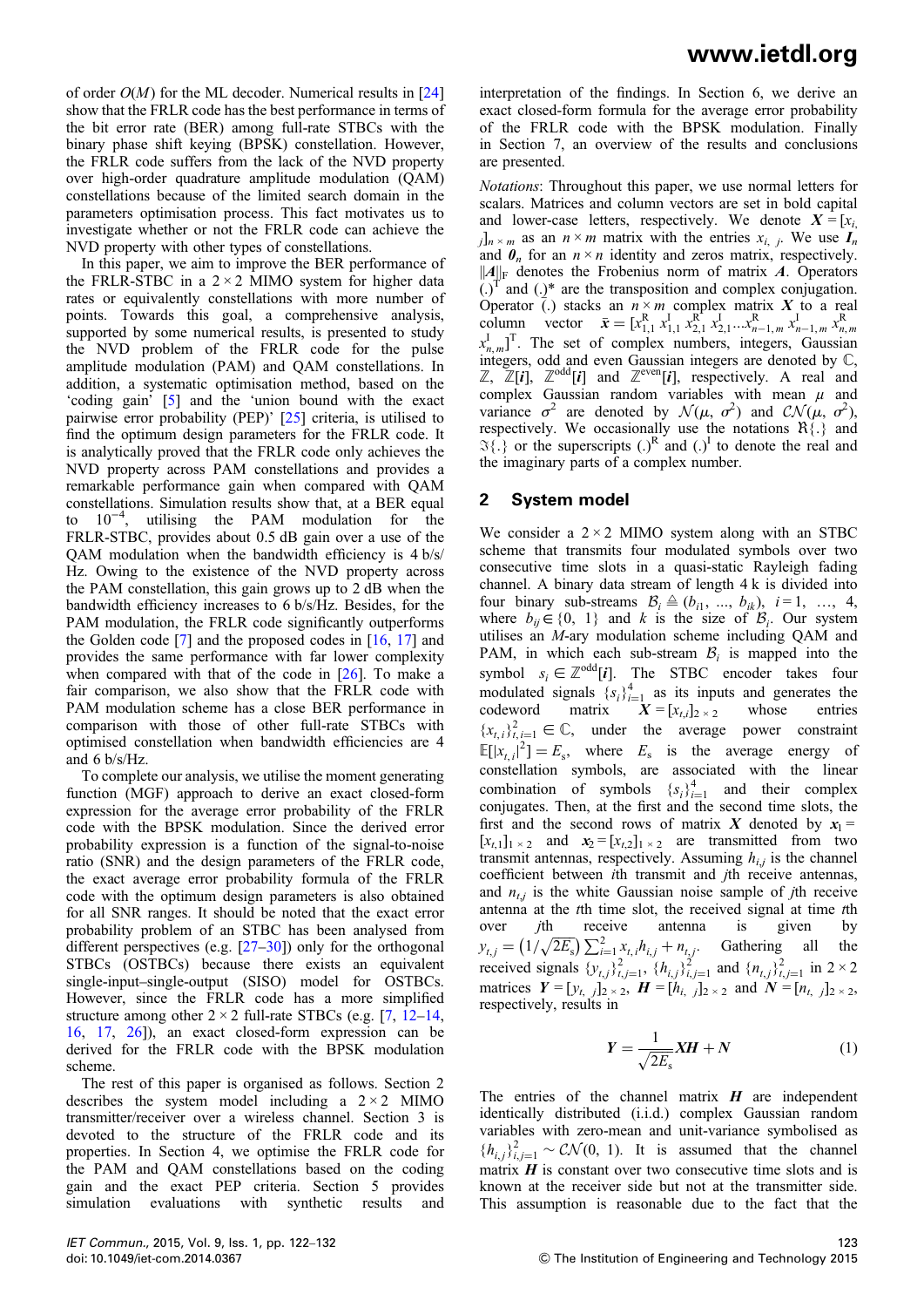of order $O(M)$ for the ML decoder. Numerical results in [24] show that the FRLR code has the best performance in terms of the bit error rate (BER) among full-rate STBCs with the binary phase shift keying (BPSK) constellation. However, the FRLR code suffers from the lack of the NVD property over high-order quadrature amplitude modulation (QAM) constellations because of the limited search domain in the parameters optimisation process. This fact motivates us to investigate whether or not the FRLR code can achieve the NVD property with other types of constellations.

In this paper, we aim to improve the BER performance of the FRLR-STBC in a $2 \times 2$ MIMO system for higher data rates or equivalently constellations with more number of points. Towards this goal, a comprehensive analysis, supported by some numerical results, is presented to study the NVD problem of the FRLR code for the pulse amplitude modulation (PAM) and QAM constellations. In addition, a systematic optimisation method, based on the 'coding gain' [5] and the 'union bound with the exact pairwise error probability (PEP)' [25] criteria, is utilised to find the optimum design parameters for the FRLR code. It is analytically proved that the FRLR code only achieves the NVD property across PAM constellations and provides a remarkable performance gain when compared with QAM constellations. Simulation results show that, at a BER equal to $10^{-4}$, utilising the PAM modulation for the FRLR-STBC, provides about 0.5 dB gain over a use of the QAM modulation when the bandwidth efficiency is 4 b/s/Hz. Owing to the existence of the NVD property across the PAM constellation, this gain grows up to 2 dB when the bandwidth efficiency increases to 6 b/s/Hz. Besides, for the PAM modulation, the FRLR code significantly outperforms the Golden code [7] and the proposed codes in [16, 17] and provides the same performance with far lower complexity when compared with that of the code in [26]. To make a fair comparison, we also show that the FRLR code with PAM modulation scheme has a close BER performance in comparison with those of other full-rate STBCs with optimised constellation when bandwidth efficiencies are 4 and 6 b/s/Hz.

To complete our analysis, we utilise the moment generating function (MGF) approach to derive an exact closed-form expression for the average error probability of the FRLR code with the BPSK modulation. Since the derived error probability expression is a function of the signal-to-noise ratio (SNR) and the design parameters of the FRLR code, the exact average error probability formula of the FRLR code with the optimum design parameters is also obtained for all SNR ranges. It should be noted that the exact error probability problem of an STBC has been analysed from different perspectives (e.g. [27–30]) only for the orthogonal STBCs (OSTBCs) because there exists an equivalent single-input–single-output (SISO) model for OSTBCs. However, since the FRLR code has a more simplified structure among other $2 \times 2$ full-rate STBCs (e.g. [7, 12–14, 16, 17, 26]), an exact closed-form expression can be derived for the FRLR code with the BPSK modulation scheme.

The rest of this paper is organised as follows. Section 2 describes the system model including a $2 \times 2$ MIMO transmitter/receiver over a wireless channel. Section 3 is devoted to the structure of the FRLR code and its properties. In Section 4, we optimise the FRLR code for the PAM and QAM constellations based on the coding gain and the exact PEP criteria. Section 5 provides simulation evaluations with synthetic results and interpretation of the findings. In Section 6, we derive an exact closed-form formula for the average error probability of the FRLR code with the BPSK modulation. Finally in Section 7, an overview of the results and conclusions are presented.

*Notations*: Throughout this paper, we use normal letters for scalars. Matrices and column vectors are set in bold capital and lower-case letters, respectively. We denote $\boldsymbol{X} = [x_{i,j}]_{n \times m}$ as an $n \times m$ matrix with the entries $x_{i,j}$. We use $\boldsymbol{I}_n$ and $\boldsymbol{0}_n$ for an $n \times n$ identity and zeros matrix, respectively. $\|\boldsymbol{A}\|_{\mathrm{F}}$ denotes the Frobenius norm of matrix $\boldsymbol{A}$. Operators $(.)^{\mathrm{T}}$ and $(.)^*$ are the transposition and complex conjugation. Operator $\bar{(.)}$ stacks an $n \times m$ complex matrix $\boldsymbol{X}$ to a real column vector $\bar{\boldsymbol{x}} = [x_{1,1}^{\mathrm{R}}\ x_{1,1}^{\mathrm{I}}\ x_{2,1}^{\mathrm{R}}\ x_{2,1}^{\mathrm{I}} \ldots x_{n-1,m}^{\mathrm{R}}\ x_{n-1,m}^{\mathrm{I}}\ x_{n,m}^{\mathrm{R}}\ x_{n,m}^{\mathrm{I}}]^{\mathrm{T}}$. The set of complex numbers, integers, Gaussian integers, odd and even Gaussian integers are denoted by $\mathbb{C}$, $\mathbb{Z}$, $\mathbb{Z}[i]$, $\mathbb{Z}^{\mathrm{odd}}[i]$ and $\mathbb{Z}^{\mathrm{even}}[i]$, respectively. A real and complex Gaussian random variables with mean $\mu$ and variance $\sigma^2$ are denoted by $\mathcal{N}(\mu, \sigma^2)$ and $\mathcal{CN}(\mu, \sigma^2)$, respectively. We occasionally use the notations $\Re\{.\}$ and $\Im\{.\}$ or the superscripts $(.)^{\mathrm{R}}$ and $(.)^{\mathrm{I}}$ to denote the real and the imaginary parts of a complex number.

## 2 System model

We consider a $2 \times 2$ MIMO system along with an STBC scheme that transmits four modulated symbols over two consecutive time slots in a quasi-static Rayleigh fading channel. A binary data stream of length 4 k is divided into four binary sub-streams $\mathcal{B}_i \triangleq (b_{i1}, \ldots, b_{ik})$, $i = 1, \ldots, 4$, where $b_{ij} \in \{0, 1\}$ and $k$ is the size of $\mathcal{B}_i$. Our system utilises an $M$-ary modulation scheme including QAM and PAM, in which each sub-stream $\mathcal{B}_i$ is mapped into the symbol $s_i \in \mathbb{Z}^{\mathrm{odd}}[i]$. The STBC encoder takes four modulated signals $\{s_i\}_{i=1}^{4}$ as its inputs and generates the codeword matrix $\boldsymbol{X} = [x_{t,i}]_{2 \times 2}$ whose entries $\{x_{t,i}\}_{t,i=1}^{2} \in \mathbb{C}$, under the average power constraint $\mathbb{E}[|x_{t,i}|^2] = E_s$, where $E_s$ is the average energy of constellation symbols, are associated with the linear combination of symbols $\{s_i\}_{i=1}^{4}$ and their complex conjugates. Then, at the first and the second time slots, the first and the second rows of matrix $\boldsymbol{X}$ denoted by $\boldsymbol{x}_1 = [x_{t,1}]_{1 \times 2}$ and $\boldsymbol{x}_2 = [x_{t,2}]_{1 \times 2}$ are transmitted from two transmit antennas, respectively. Assuming $h_{i,j}$ is the channel coefficient between $i$th transmit and $j$th receive antennas, and $n_{t,j}$ is the white Gaussian noise sample of $j$th receive antenna at the $t$th time slot, the received signal at time $t$th over $j$th receive antenna is given by $y_{t,j} = \left(1/\sqrt{2E_s}\right)\sum_{i=1}^{2} x_{t,i}h_{i,j} + n_{t,j}$. Gathering all the received signals $\{y_{t,j}\}_{t,j=1}^{2}$, $\{h_{i,j}\}_{i,j=1}^{2}$ and $\{n_{t,j}\}_{t,j=1}^{2}$ in $2 \times 2$ matrices $\boldsymbol{Y} = [y_{t,j}]_{2 \times 2}$, $\boldsymbol{H} = [h_{i,j}]_{2 \times 2}$ and $\boldsymbol{N} = [n_{t,j}]_{2 \times 2}$, respectively, results in

$$\boldsymbol{Y} = \frac{1}{\sqrt{2E_s}}\boldsymbol{X}\boldsymbol{H} + \boldsymbol{N} \tag{1}$$

The entries of the channel matrix $\boldsymbol{H}$ are independent identically distributed (i.i.d.) complex Gaussian random variables with zero-mean and unit-variance symbolised as $\{h_{i,j}\}_{i,j=1}^{2} \sim \mathcal{CN}(0, 1)$. It is assumed that the channel matrix $\boldsymbol{H}$ is constant over two consecutive time slots and is known at the receiver side but not at the transmitter side. This assumption is reasonable due to the fact that the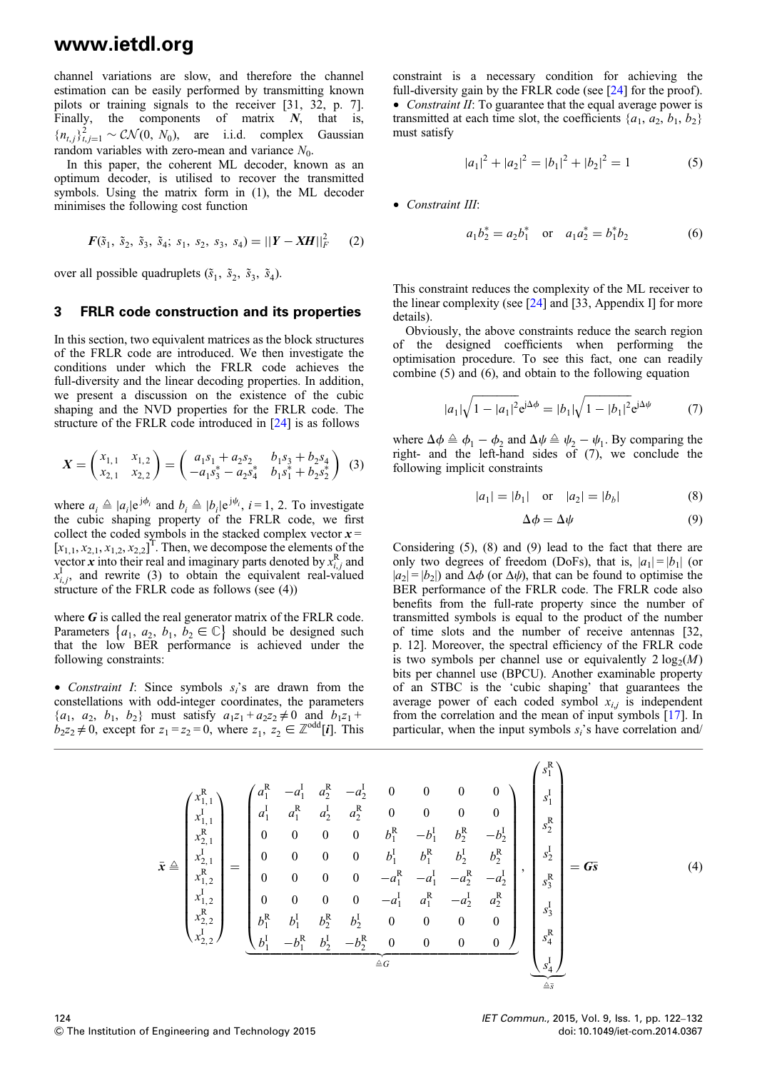channel variations are slow, and therefore the channel estimation can be easily performed by transmitting known pilots or training signals to the receiver [31, 32, p. 7]. Finally, the components of matrix $\boldsymbol{N}$, that is, $\{n_{t,j}\}_{t,j=1}^{2} \sim \mathcal{CN}(0, N_0)$, are i.i.d. complex Gaussian random variables with zero-mean and variance $N_0$.

In this paper, the coherent ML decoder, known as an optimum decoder, is utilised to recover the transmitted symbols. Using the matrix form in (1), the ML decoder minimises the following cost function

$$\boldsymbol{F}(\tilde{s}_1, \tilde{s}_2, \tilde{s}_3, \tilde{s}_4; s_1, s_2, s_3, s_4) = ||\boldsymbol{Y} - \boldsymbol{XH}||_F^2 \tag{2}$$

over all possible quadruplets $(\tilde{s}_1, \tilde{s}_2, \tilde{s}_3, \tilde{s}_4)$.

## 3 FRLR code construction and its properties

In this section, two equivalent matrices as the block structures of the FRLR code are introduced. We then investigate the conditions under which the FRLR code achieves the full-diversity and the linear decoding properties. In addition, we present a discussion on the existence of the cubic shaping and the NVD properties for the FRLR code. The structure of the FRLR code introduced in [24] is as follows

$$\boldsymbol{X} = \begin{pmatrix} x_{1,1} & x_{1,2} \\ x_{2,1} & x_{2,2} \end{pmatrix} = \begin{pmatrix} a_1 s_1 + a_2 s_2 & b_1 s_3 + b_2 s_4 \\ -a_1 s_3^* - a_2 s_4^* & b_1 s_1^* + b_2 s_2^* \end{pmatrix} \tag{3}$$

where $a_i \triangleq |a_i| e^{j\phi_i}$ and $b_i \triangleq |b_i| e^{j\psi_i}$, $i = 1, 2$. To investigate the cubic shaping property of the FRLR code, we first collect the coded symbols in the stacked complex vector $\boldsymbol{x} = [x_{1,1}, x_{2,1}, x_{1,2}, x_{2,2}]^{\text{T}}$. Then, we decompose the elements of the vector $\boldsymbol{x}$ into their real and imaginary parts denoted by $x_{i,j}^{\text{R}}$ and $x_{i,j}^{\text{I}}$, and rewrite (3) to obtain the equivalent real-valued structure of the FRLR code as follows (see (4))

$$\bar{\boldsymbol{x}} \triangleq \begin{pmatrix} x_{1,1}^{\text{R}} \\ x_{1,1}^{\text{I}} \\ x_{2,1}^{\text{R}} \\ x_{2,1}^{\text{I}} \\ x_{1,2}^{\text{R}} \\ x_{1,2}^{\text{I}} \\ x_{2,2}^{\text{R}} \\ x_{2,2}^{\text{I}} \end{pmatrix} = \underbrace{\begin{pmatrix} a_1^{\text{R}} & -a_1^{\text{I}} & a_2^{\text{R}} & -a_2^{\text{I}} & 0 & 0 & 0 & 0 \\ a_1^{\text{I}} & a_1^{\text{R}} & a_2^{\text{I}} & a_2^{\text{R}} & 0 & 0 & 0 & 0 \\ 0 & 0 & 0 & 0 & b_1^{\text{R}} & -b_1^{\text{I}} & b_2^{\text{R}} & -b_2^{\text{I}} \\ 0 & 0 & 0 & 0 & b_1^{\text{I}} & b_1^{\text{R}} & b_2^{\text{I}} & b_2^{\text{R}} \\ 0 & 0 & 0 & 0 & -a_1^{\text{R}} & -a_1^{\text{I}} & -a_2^{\text{R}} & -a_2^{\text{I}} \\ 0 & 0 & 0 & 0 & -a_1^{\text{I}} & a_1^{\text{R}} & -a_2^{\text{I}} & a_2^{\text{R}} \\ b_1^{\text{R}} & b_1^{\text{I}} & b_2^{\text{R}} & b_2^{\text{I}} & 0 & 0 & 0 & 0 \\ b_1^{\text{I}} & -b_1^{\text{R}} & b_2^{\text{I}} & -b_2^{\text{R}} & 0 & 0 & 0 & 0 \end{pmatrix}}_{\triangleq \boldsymbol{G}} \cdot \underbrace{\begin{pmatrix} s_1^{\text{R}} \\ s_1^{\text{I}} \\ s_2^{\text{R}} \\ s_2^{\text{I}} \\ s_3^{\text{R}} \\ s_3^{\text{I}} \\ s_4^{\text{R}} \\ s_4^{\text{I}} \end{pmatrix}}_{\triangleq \bar{\boldsymbol{s}}} = \boldsymbol{G}\bar{\boldsymbol{s}} \tag{4}$$

where $\boldsymbol{G}$ is called the real generator matrix of the FRLR code. Parameters $\{a_1, a_2, b_1, b_2 \in \mathbb{C}\}$ should be designed such that the low BER performance is achieved under the following constraints:

- *Constraint I*: Since symbols $s_i$'s are drawn from the constellations with odd-integer coordinates, the parameters $\{a_1, a_2, b_1, b_2\}$ must satisfy $a_1 z_1 + a_2 z_2 \neq 0$ and $b_1 z_1 + b_2 z_2 \neq 0$, except for $z_1 = z_2 = 0$, where $z_1, z_2 \in \mathbb{Z}^{\text{odd}}[\boldsymbol{i}]$. This constraint is a necessary condition for achieving the full-diversity gain by the FRLR code (see [24] for the proof).
- *Constraint II*: To guarantee that the equal average power is transmitted at each time slot, the coefficients $\{a_1, a_2, b_1, b_2\}$ must satisfy

$$|a_1|^2 + |a_2|^2 = |b_1|^2 + |b_2|^2 = 1 \tag{5}$$

- *Constraint III*:

$$a_1 b_2^* = a_2 b_1^* \quad \text{or} \quad a_1 a_2^* = b_1^* b_2 \tag{6}$$

This constraint reduces the complexity of the ML receiver to the linear complexity (see [24] and [33, Appendix I] for more details).

Obviously, the above constraints reduce the search region of the designed coefficients when performing the optimisation procedure. To see this fact, one can readily combine (5) and (6), and obtain to the following equation

$$|a_1|\sqrt{1 - |a_1|^2} e^{j\Delta\phi} = |b_1|\sqrt{1 - |b_1|^2} e^{j\Delta\psi} \tag{7}$$

where $\Delta\phi \triangleq \phi_1 - \phi_2$ and $\Delta\psi \triangleq \psi_2 - \psi_1$. By comparing the right- and the left-hand sides of (7), we conclude the following implicit constraints

$$|a_1| = |b_1| \quad \text{or} \quad |a_2| = |b_b| \tag{8}$$

$$\Delta\phi = \Delta\psi \tag{9}$$

Considering (5), (8) and (9) lead to the fact that there are only two degrees of freedom (DoFs), that is, $|a_1| = |b_1|$ (or $|a_2| = |b_2|$) and $\Delta\phi$ (or $\Delta\psi$), that can be found to optimise the BER performance of the FRLR code. The FRLR code also benefits from the full-rate property since the number of transmitted symbols is equal to the product of the number of time slots and the number of receive antennas [32, p. 12]. Moreover, the spectral efficiency of the FRLR code is two symbols per channel use or equivalently $2\log_2(M)$ bits per channel use (BPCU). Another examinable property of an STBC is the 'cubic shaping' that guarantees the average power of each coded symbol $x_{i,j}$ is independent from the correlation and the mean of input symbols [17]. In particular, when the input symbols $s_i$'s have correlation and/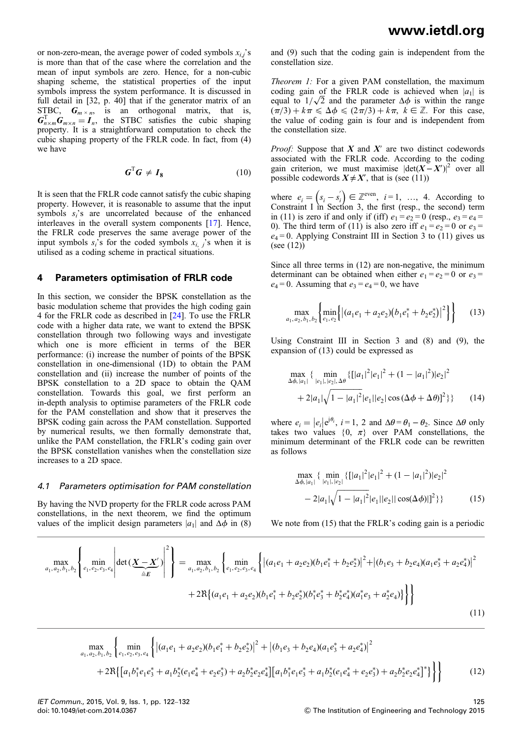or non-zero-mean, the average power of coded symbols $x_{i,j}$'s is more than that of the case where the correlation and the mean of input symbols are zero. Hence, for a non-cubic shaping scheme, the statistical properties of the input symbols impress the system performance. It is discussed in full detail in [32, p. 40] that if the generator matrix of an STBC, $\boldsymbol{G}_{m\times n}$, is an orthogonal matrix, that is, $\boldsymbol{G}_{n\times m}^{\mathrm{T}}\boldsymbol{G}_{m\times n}=\boldsymbol{I}_n$, the STBC satisfies the cubic shaping property. It is a straightforward computation to check the cubic shaping property of the FRLR code. In fact, from (4) we have

$$\boldsymbol{G}^{\mathrm{T}}\boldsymbol{G}\neq\boldsymbol{I}_8 \tag{10}$$

It is seen that the FRLR code cannot satisfy the cubic shaping property. However, it is reasonable to assume that the input symbols $s_i$'s are uncorrelated because of the enhanced interleaves in the overall system components [17]. Hence, the FRLR code preserves the same average power of the input symbols $s_i$'s for the coded symbols $x_{i,j}$'s when it is utilised as a coding scheme in practical situations.

## 4 Parameters optimisation of FRLR code

In this section, we consider the BPSK constellation as the basic modulation scheme that provides the high coding gain 4 for the FRLR code as described in [24]. To use the FRLR code with a higher data rate, we want to extend the BPSK constellation through two following ways and investigate which one is more efficient in terms of the BER performance: (i) increase the number of points of the BPSK constellation in one-dimensional (1D) to obtain the PAM constellation and (ii) increase the number of points of the BPSK constellation to a 2D space to obtain the QAM constellation. Towards this goal, we first perform an in-depth analysis to optimise parameters of the FRLR code for the PAM constellation and show that it preserves the BPSK coding gain across the PAM constellation. Supported by numerical results, we then formally demonstrate that, unlike the PAM constellation, the FRLR's coding gain over the BPSK constellation vanishes when the constellation size increases to a 2D space.

### *4.1 Parameters optimisation for PAM constellation*

By having the NVD property for the FRLR code across PAM constellations, in the next theorem, we find the optimum values of the implicit design parameters $|a_1|$ and $\Delta\phi$ in (8) and (9) such that the coding gain is independent from the constellation size.

*Theorem 1:* For a given PAM constellation, the maximum coding gain of the FRLR code is achieved when $|a_1|$ is equal to $1/\sqrt{2}$ and the parameter $\Delta\phi$ is within the range $(\pi/3)+k\pi\leqslant\Delta\phi\leqslant(2\pi/3)+k\pi$, $k\in\mathbb{Z}$. For this case, the value of coding gain is four and is independent from the constellation size.

*Proof:* Suppose that $\boldsymbol{X}$ and $\boldsymbol{X}'$ are two distinct codewords associated with the FRLR code. According to the coding gain criterion, we must maximise $|\det(\boldsymbol{X}-\boldsymbol{X}')|^2$ over all possible codewords $\boldsymbol{X}\neq\boldsymbol{X}'$, that is (see (11))

$$\max_{a_1,a_2,b_1,b_2}\left\{\min_{e_1,e_2,e_3,e_4}\left|\det(\underbrace{\boldsymbol{X}-\boldsymbol{X}'}_{\triangleq\boldsymbol{E}})\right|^2\right\}=\max_{a_1,a_2,b_1,b_2}\left\{\min_{e_1,e_2,e_3,e_4}\left\{\left|(a_1e_1+a_2e_2)(b_1e_1^*+b_2e_2^*)\right|^2+\left|(b_1e_3+b_2e_4)(a_1e_3^*+a_2e_4^*)\right|^2\right.\right.$$
$$\left.\left.+2\Re\left\{(a_1e_1+a_2e_2)(b_1e_1^*+b_2e_2^*)(b_1^*e_3^*+b_2^*e_4^*)(a_1^*e_3+a_2^*e_4)\right\}\right\}\right\} \tag{11}$$

where $e_i=\left(s_i-s_i'\right)\in\mathbb{Z}^{\text{even}}$, $i=1,\ \ldots,\ 4$. According to Constraint I in Section 3, the first (resp., the second) term in (11) is zero if and only if (iff) $e_1=e_2=0$ (resp., $e_3=e_4=0$). The third term of (11) is also zero iff $e_1=e_2=0$ or $e_3=e_4=0$. Applying Constraint III in Section 3 to (11) gives us (see (12))

$$\max_{a_1,a_2,b_1,b_2}\left\{\min_{e_1,e_2,e_3,e_4}\left\{\left|(a_1e_1+a_2e_2)(b_1e_1^*+b_2e_2^*)\right|^2+\left|(b_1e_3+b_2e_4)(a_1e_3^*+a_2e_4^*)\right|^2\right.\right.$$
$$\left.\left.+2\Re\left\{\left[a_1b_1^*e_1e_3^*+a_1b_2^*(e_1e_4^*+e_2e_3^*)+a_2b_2^*e_2e_4^*\right]\left[a_1b_1^*e_1e_3^*+a_1b_2^*(e_1e_4^*+e_2e_3^*)+a_2b_2^*e_2e_4^*\right]^*\right\}\right\}\right\} \tag{12}$$

Since all three terms in (12) are non-negative, the minimum determinant can be obtained when either $e_1=e_2=0$ or $e_3=e_4=0$. Assuming that $e_3=e_4=0$, we have

$$\max_{a_1,a_2,b_1,b_2}\left\{\min_{e_1,e_2}\left\{\left|(a_1e_1+a_2e_2)(b_1e_1^*+b_2e_2^*)\right|^2\right\}\right\} \tag{13}$$

Using Constraint III in Section 3 and (8) and (9), the expansion of (13) could be expressed as

$$\max_{\Delta\phi,|a_1|}\left\{\min_{|e_1|,|e_2|,\Delta\theta}\left\{\left[|a_1|^2|e_1|^2+(1-|a_1|^2)|e_2|^2+2|a_1|\sqrt{1-|a_1|^2}|e_1||e_2|\cos(\Delta\phi+\Delta\theta)\right]^2\right\}\right\} \tag{14}$$

where $e_i=|e_i|\mathrm{e}^{\mathrm{j}\theta_i}$, $i=1,\ 2$ and $\Delta\theta=\theta_1-\theta_2$. Since $\Delta\theta$ only takes two values $\{0,\ \pi\}$ over PAM constellations, the minimum determinant of the FRLR code can be rewritten as follows

$$\max_{\Delta\phi,|a_1|}\left\{\min_{|e_1|,|e_2|}\left\{\left[|a_1|^2|e_1|^2+(1-|a_1|^2)|e_2|^2-2|a_1|\sqrt{1-|a_1|^2}|e_1||e_2||\cos(\Delta\phi)|\right]^2\right\}\right\} \tag{15}$$

We note from (15) that the FRLR's coding gain is a periodic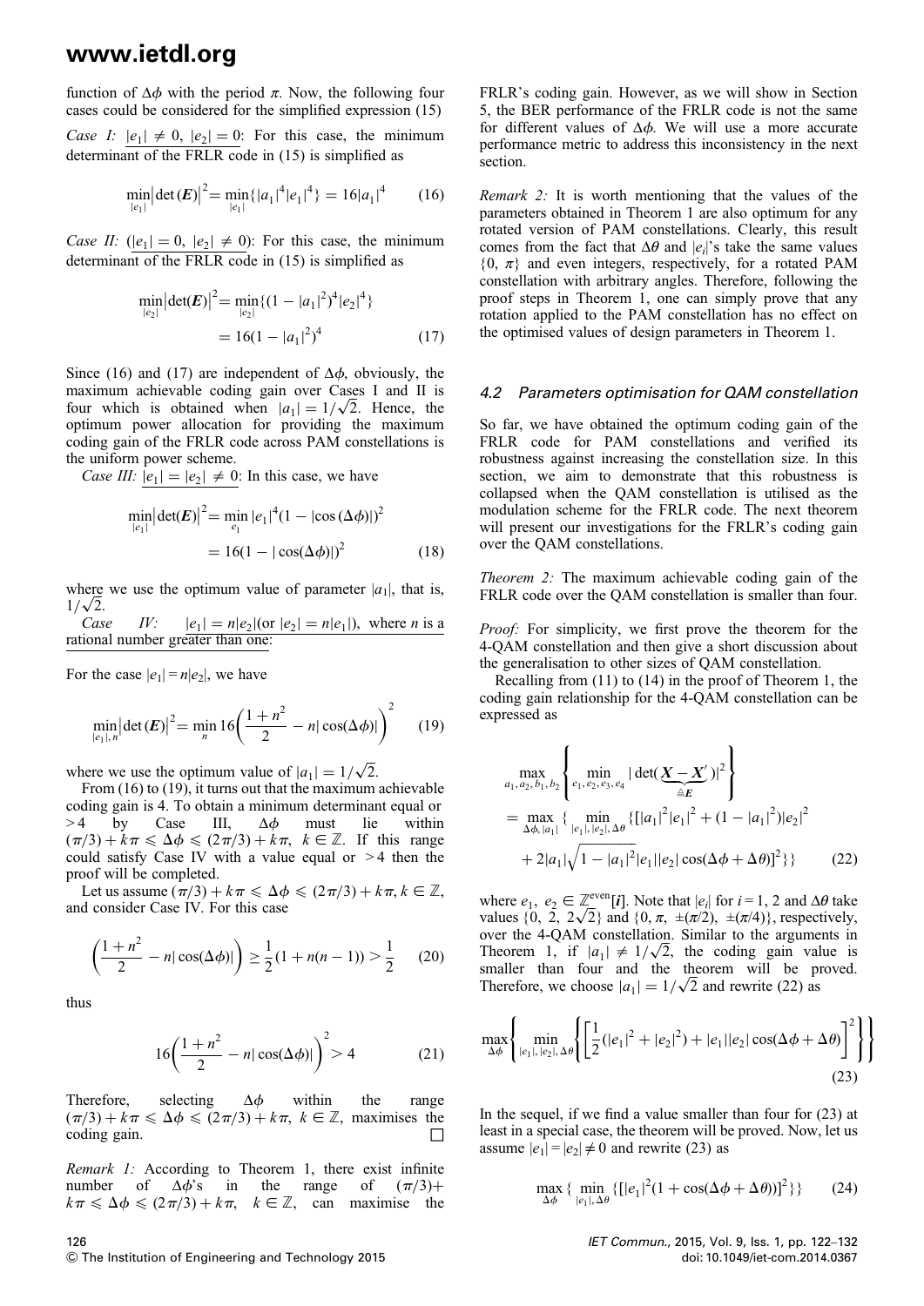function of $\Delta\phi$ with the period $\pi$. Now, the following four cases could be considered for the simplified expression (15)

*Case I:* $|e_1| \neq 0$, $|e_2| = 0$: For this case, the minimum determinant of the FRLR code in (15) is simplified as

$$\min_{|e_1|} \left|\det(\boldsymbol{E})\right|^2 = \min_{|e_1|} \{|a_1|^4 |e_1|^4\} = 16|a_1|^4 \tag{16}$$

*Case II:* ($|e_1| = 0$, $|e_2| \neq 0$): For this case, the minimum determinant of the FRLR code in (15) is simplified as

$$\begin{aligned}\min_{|e_2|} \left|\det(\boldsymbol{E})\right|^2 &= \min_{|e_2|} \{(1 - |a_1|^2)^4 |e_2|^4\} \\ &= 16(1 - |a_1|^2)^4 \end{aligned}\tag{17}$$

Since (16) and (17) are independent of $\Delta\phi$, obviously, the maximum achievable coding gain over Cases I and II is four which is obtained when $|a_1| = 1/\sqrt{2}$. Hence, the optimum power allocation for providing the maximum coding gain of the FRLR code across PAM constellations is the uniform power scheme.

*Case III:* $|e_1| = |e_2| \neq 0$: In this case, we have

$$\begin{aligned}\min_{|e_1|} \left|\det(\boldsymbol{E})\right|^2 &= \min_{e_1} |e_1|^4 (1 - |\cos(\Delta\phi)|)^2 \\ &= 16(1 - |\cos(\Delta\phi)|)^2 \end{aligned}\tag{18}$$

where we use the optimum value of parameter $|a_1|$, that is, $1/\sqrt{2}$.

*Case IV:* $|e_1| = n|e_2|$(or $|e_2| = n|e_1|$), where $n$ is a rational number greater than one:

For the case $|e_1| = n|e_2|$, we have

$$\min_{|e_1|, n} \left|\det(\boldsymbol{E})\right|^2 = \min_n 16\left(\frac{1 + n^2}{2} - n|\cos(\Delta\phi)|\right)^2 \tag{19}$$

where we use the optimum value of $|a_1| = 1/\sqrt{2}$.

From (16) to (19), it turns out that the maximum achievable coding gain is 4. To obtain a minimum determinant equal or $>4$ by Case III, $\Delta\phi$ must lie within $(\pi/3) + k\pi \leqslant \Delta\phi \leqslant (2\pi/3) + k\pi$, $k \in \mathbb{Z}$. If this range could satisfy Case IV with a value equal or $>4$ then the proof will be completed.

Let us assume $(\pi/3) + k\pi \leqslant \Delta\phi \leqslant (2\pi/3) + k\pi, k \in \mathbb{Z}$, and consider Case IV. For this case

$$\left(\frac{1 + n^2}{2} - n|\cos(\Delta\phi)|\right) \geq \frac{1}{2}(1 + n(n - 1)) > \frac{1}{2} \tag{20}$$

thus

$$16\left(\frac{1 + n^2}{2} - n|\cos(\Delta\phi)|\right)^2 > 4 \tag{21}$$

Therefore, selecting $\Delta\phi$ within the range $(\pi/3) + k\pi \leqslant \Delta\phi \leqslant (2\pi/3) + k\pi$, $k \in \mathbb{Z}$, maximises the coding gain. □

*Remark 1:* According to Theorem 1, there exist infinite number of $\Delta\phi$'s in the range of $(\pi/3) + k\pi \leqslant \Delta\phi \leqslant (2\pi/3) + k\pi$, $k \in \mathbb{Z}$, can maximise the FRLR's coding gain. However, as we will show in Section 5, the BER performance of the FRLR code is not the same for different values of $\Delta\phi$. We will use a more accurate performance metric to address this inconsistency in the next section.

*Remark 2:* It is worth mentioning that the values of the parameters obtained in Theorem 1 are also optimum for any rotated version of PAM constellations. Clearly, this result comes from the fact that $\Delta\theta$ and $|e_i|$'s take the same values $\{0, \pi\}$ and even integers, respectively, for a rotated PAM constellation with arbitrary angles. Therefore, following the proof steps in Theorem 1, one can simply prove that any rotation applied to the PAM constellation has no effect on the optimised values of design parameters in Theorem 1.

### 4.2 Parameters optimisation for QAM constellation

So far, we have obtained the optimum coding gain of the FRLR code for PAM constellations and verified its robustness against increasing the constellation size. In this section, we aim to demonstrate that this robustness is collapsed when the QAM constellation is utilised as the modulation scheme for the FRLR code. The next theorem will present our investigations for the FRLR's coding gain over the QAM constellations.

*Theorem 2:* The maximum achievable coding gain of the FRLR code over the QAM constellation is smaller than four.

*Proof:* For simplicity, we first prove the theorem for the 4-QAM constellation and then give a short discussion about the generalisation to other sizes of QAM constellation.

Recalling from (11) to (14) in the proof of Theorem 1, the coding gain relationship for the 4-QAM constellation can be expressed as

$$\begin{aligned}&\max_{a_1, a_2, b_1, b_2} \left\{ \min_{e_1, e_2, e_3, e_4} |\det(\underbrace{\boldsymbol{X} - \boldsymbol{X}'}_{\triangleq \boldsymbol{E}})|^2 \right\} \\ &= \max_{\Delta\phi, |a_1|} \{ \min_{|e_1|, |e_2|, \Delta\theta} \{[|a_1|^2 |e_1|^2 + (1 - |a_1|^2)|e_2|^2 \\ &\quad + 2|a_1|\sqrt{1 - |a_1|^2}|e_1||e_2|\cos(\Delta\phi + \Delta\theta)]^2\}\} \end{aligned}\tag{22}$$

where $e_1, e_2 \in \mathbb{Z}^{\text{even}}[\boldsymbol{i}]$. Note that $|e_i|$ for $i = 1, 2$ and $\Delta\theta$ take values $\{0, 2, 2\sqrt{2}\}$ and $\{0, \pi, \pm(\pi/2), \pm(\pi/4)\}$, respectively, over the 4-QAM constellation. Similar to the arguments in Theorem 1, if $|a_1| \neq 1/\sqrt{2}$, the coding gain value is smaller than four and the theorem will be proved. Therefore, we choose $|a_1| = 1/\sqrt{2}$ and rewrite (22) as

$$\max_{\Delta\phi} \left\{ \min_{|e_1|, |e_2|, \Delta\theta} \left\{ \left[\frac{1}{2}(|e_1|^2 + |e_2|^2) + |e_1||e_2|\cos(\Delta\phi + \Delta\theta)\right]^2 \right\} \right\} \tag{23}$$

In the sequel, if we find a value smaller than four for (23) at least in a special case, the theorem will be proved. Now, let us assume $|e_1| = |e_2| \neq 0$ and rewrite (23) as

$$\max_{\Delta\phi} \{ \min_{|e_1|, \Delta\theta} \{[|e_1|^2(1 + \cos(\Delta\phi + \Delta\theta))]^2\}\} \tag{24}$$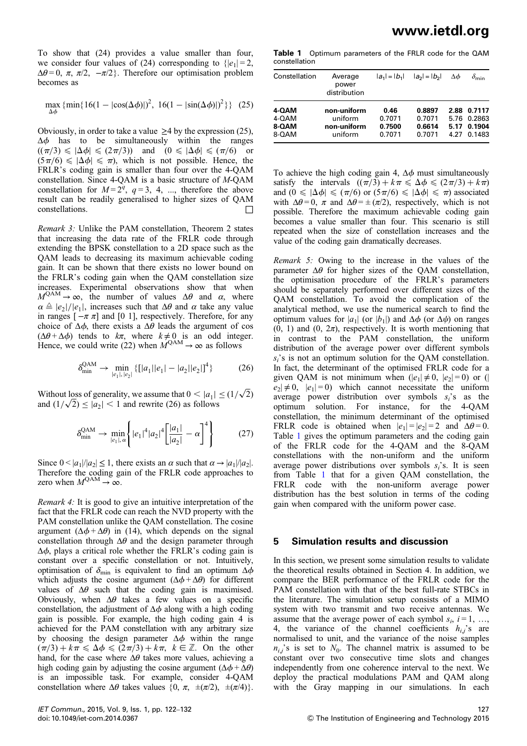To show that (24) provides a value smaller than four, we consider four values of (24) corresponding to $\{|e_1| = 2, \Delta\theta = 0, \pi, \pi/2, -\pi/2\}$. Therefore our optimisation problem becomes as

$$\max_{\Delta\phi} \{\min\{16(1 - |\cos(\Delta\phi)|)^2, 16(1 - |\sin(\Delta\phi)|)^2\}\} \quad (25)$$

Obviously, in order to take a value $\geq 4$ by the expression (25), $\Delta\phi$ has to be simultaneously within the ranges $((\pi/3) \leq |\Delta\phi| \leq (2\pi/3))$ and $(0 \leq |\Delta\phi| \leq (\pi/6)$ or $(5\pi/6) \leq |\Delta\phi| \leq \pi)$, which is not possible. Hence, the FRLR's coding gain is smaller than four over the 4-QAM constellation. Since 4-QAM is a basic structure of $M$-QAM constellation for $M = 2^q$, $q = 3, 4, \ldots$, therefore the above result can be readily generalised to higher sizes of QAM constellations. □

*Remark 3:* Unlike the PAM constellation, Theorem 2 states that increasing the data rate of the FRLR code through extending the BPSK constellation to a 2D space such as the QAM leads to decreasing its maximum achievable coding gain. It can be shown that there exists no lower bound on the FRLR's coding gain when the QAM constellation size increases. Experimental observations show that when $M^{\text{QAM}} \to \infty$, the number of values $\Delta\theta$ and $\alpha$, where $\alpha \triangleq |e_2|/|e_1|$, increases such that $\Delta\theta$ and $\alpha$ take any value in ranges $[-\pi\ \pi]$ and $[0\ 1]$, respectively. Therefore, for any choice of $\Delta\phi$, there exists a $\Delta\theta$ leads the argument of cos $(\Delta\theta + \Delta\phi)$ tends to $k\pi$, where $k \neq 0$ is an odd integer. Hence, we could write (22) when $M^{\text{QAM}} \to \infty$ as follows

$$\delta_{\min}^{\text{QAM}} \to \min_{|e_1|, |e_2|} \{[|a_1||e_1| - |a_2||e_2|]^4\} \quad (26)$$

Without loss of generality, we assume that $0 < |a_1| \leq (1/\sqrt{2})$ and $(1/\sqrt{2}) \leq |a_2| < 1$ and rewrite (26) as follows

$$\delta_{\min}^{\text{QAM}} \to \min_{|e_1|, \alpha} \left\{ |e_1|^4 |a_2|^4 \left[ \frac{|a_1|}{|a_2|} - \alpha \right]^4 \right\} \quad (27)$$

Since $0 < |a_1|/|a_2| \leq 1$, there exists an $\alpha$ such that $\alpha \to |a_1|/|a_2|$. Therefore the coding gain of the FRLR code approaches to zero when $M^{\text{QAM}} \to \infty$.

*Remark 4:* It is good to give an intuitive interpretation of the fact that the FRLR code can reach the NVD property with the PAM constellation unlike the QAM constellation. The cosine argument $(\Delta\phi + \Delta\theta)$ in (14), which depends on the signal constellation through $\Delta\theta$ and the design parameter through $\Delta\phi$, plays a critical role whether the FRLR's coding gain is constant over a specific constellation or not. Intuitively, optimisation of $\delta_{\min}$ is equivalent to find an optimum $\Delta\phi$ which adjusts the cosine argument $(\Delta\phi + \Delta\theta)$ for different values of $\Delta\theta$ such that the coding gain is maximised. Obviously, when $\Delta\theta$ takes a few values on a specific constellation, the adjustment of $\Delta\phi$ along with a high coding gain is possible. For example, the high coding gain 4 is achieved for the PAM constellation with any arbitrary size by choosing the design parameter $\Delta\phi$ within the range $(\pi/3) + k\pi \leq \Delta\phi \leq (2\pi/3) + k\pi$, $k \in \mathbb{Z}$. On the other hand, for the case where $\Delta\theta$ takes more values, achieving a high coding gain by adjusting the cosine argument $(\Delta\phi + \Delta\theta)$ is an impossible task. For example, consider 4-QAM constellation where $\Delta\theta$ takes values $\{0, \pi, \pm(\pi/2), \pm(\pi/4)\}$. To achieve the high coding gain 4, $\Delta\phi$ must simultaneously satisfy the intervals $((\pi/3) + k\pi \leq \Delta\phi \leq (2\pi/3) + k\pi)$ and $(0 \leq |\Delta\phi| \leq (\pi/6)$ or $(5\pi/6) \leq |\Delta\phi| \leq \pi)$ associated with $\Delta\theta = 0, \pi$ and $\Delta\theta = \pm(\pi/2)$, respectively, which is not possible. Therefore the maximum achievable coding gain becomes a value smaller than four. This scenario is still repeated when the size of constellation increases and the value of the coding gain dramatically decreases.

**Table 1** Optimum parameters of the FRLR code for the QAM constellation

| Constellation | Average power distribution | $\lvert a_1\rvert = \lvert b_1\rvert$ | $\lvert a_2\rvert = \lvert b_2\rvert$ | $\Delta\phi$ | $\delta_{\min}$ |
|---|---|---|---|---|---|
| **4-QAM** | **non-uniform** | **0.46** | **0.8897** | **2.88** | **0.7117** |
| 4-QAM | uniform | 0.7071 | 0.7071 | 5.76 | 0.2863 |
| **8-QAM** | **non-uniform** | **0.7500** | **0.6614** | **5.17** | **0.1904** |
| 8-QAM | uniform | 0.7071 | 0.7071 | 4.27 | 0.1483 |

*Remark 5:* Owing to the increase in the values of the parameter $\Delta\theta$ for higher sizes of the QAM constellation, the optimisation procedure of the FRLR's parameters should be separately performed over different sizes of the QAM constellation. To avoid the complication of the analytical method, we use the numerical search to find the optimum values for $|a_1|$ (or $|b_1|$) and $\Delta\phi$ (or $\Delta\psi$) on ranges (0, 1) and (0, $2\pi$), respectively. It is worth mentioning that in contrast to the PAM constellation, the uniform distribution of the average power over different symbols $s_i$'s is not an optimum solution for the QAM constellation. In fact, the determinant of the optimised FRLR code for a given QAM is not minimum when $(|e_1| \neq 0, |e_2| = 0)$ or $(|e_2| \neq 0, |e_1| = 0)$ which cannot necessitate the uniform average power distribution over symbols $s_i$'s as the optimum solution. For instance, for the 4-QAM constellation, the minimum determinant of the optimised FRLR code is obtained when $|e_1| = |e_2| = 2$ and $\Delta\theta = 0$. Table 1 gives the optimum parameters and the coding gain of the FRLR code for the 4-QAM and the 8-QAM constellations with the non-uniform and the uniform average power distributions over symbols $s_i$'s. It is seen from Table 1 that for a given QAM constellation, the FRLR code with the non-uniform average power distribution has the best solution in terms of the coding gain when compared with the uniform power case.

## 5 Simulation results and discussion

In this section, we present some simulation results to validate the theoretical results obtained in Section 4. In addition, we compare the BER performance of the FRLR code for the PAM constellation with that of the best full-rate STBCs in the literature. The simulation setup consists of a MIMO system with two transmit and two receive antennas. We assume that the average power of each symbol $s_i$, $i = 1, \ldots, 4$, the variance of the channel coefficients $h_{i,j}$'s are normalised to unit, and the variance of the noise samples $n_{i,j}$'s is set to $N_0$. The channel matrix is assumed to be constant over two consecutive time slots and changes independently from one coherence interval to the next. We deploy the practical modulations PAM and QAM along with the Gray mapping in our simulations. In each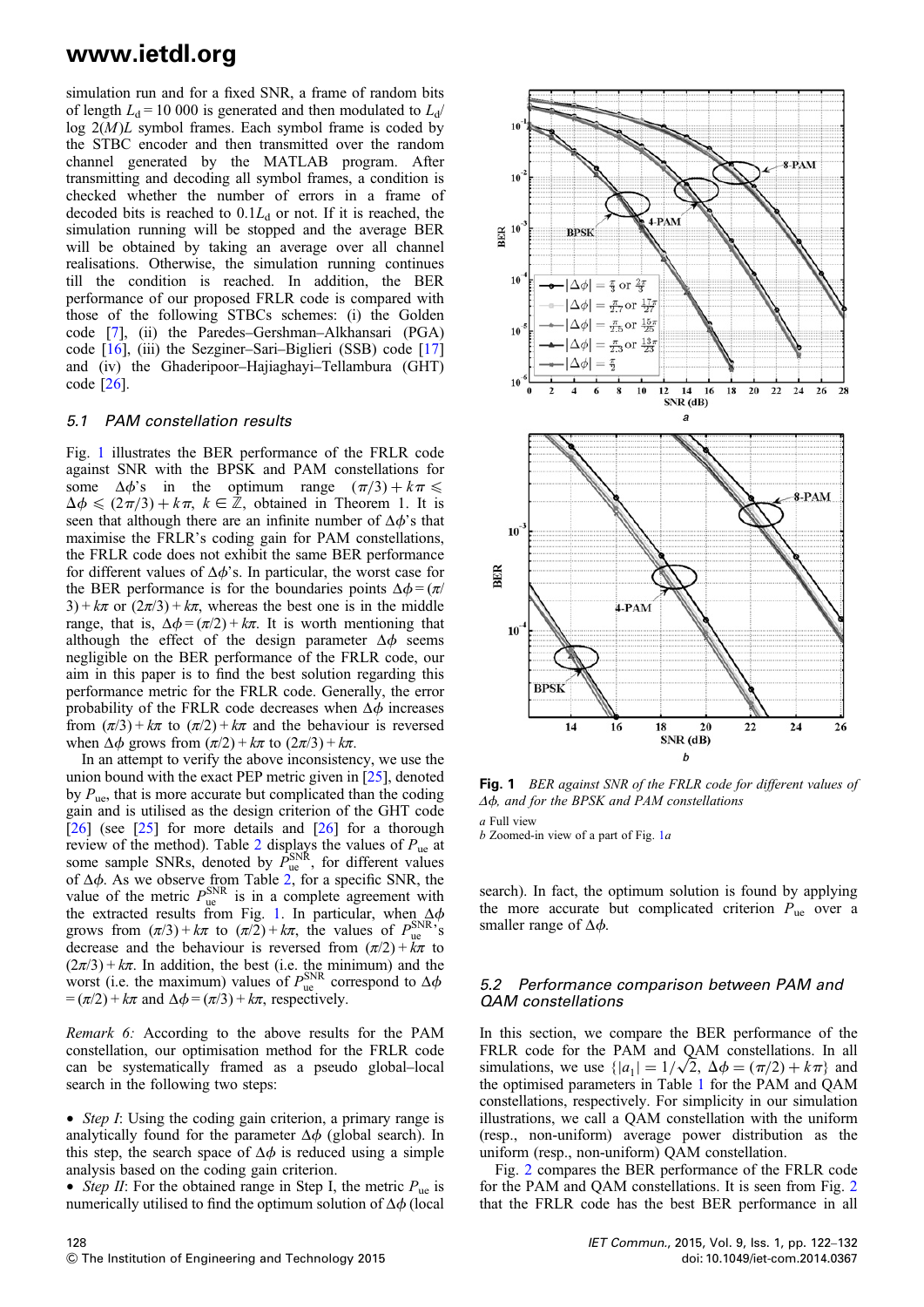simulation run and for a fixed SNR, a frame of random bits of length $L_d = 10\,000$ is generated and then modulated to $L_d/\log 2(M)L$ symbol frames. Each symbol frame is coded by the STBC encoder and then transmitted over the random channel generated by the MATLAB program. After transmitting and decoding all symbol frames, a condition is checked whether the number of errors in a frame of decoded bits is reached to $0.1L_d$ or not. If it is reached, the simulation running will be stopped and the average BER will be obtained by taking an average over all channel realisations. Otherwise, the simulation running continues till the condition is reached. In addition, the BER performance of our proposed FRLR code is compared with those of the following STBCs schemes: (i) the Golden code [7], (ii) the Paredes–Gershman–Alkhansari (PGA) code [16], (iii) the Sezginer–Sari–Biglieri (SSB) code [17] and (iv) the Ghaderipoor–Hajiaghayi–Tellambura (GHT) code [26].

### 5.1 PAM constellation results

Fig. 1 illustrates the BER performance of the FRLR code against SNR with the BPSK and PAM constellations for some $\Delta\phi$'s in the optimum range $(\pi/3) + k\pi \leq \Delta\phi \leq (2\pi/3) + k\pi$, $k \in \mathbb{Z}$, obtained in Theorem 1. It is seen that although there are an infinite number of $\Delta\phi$'s that maximise the FRLR's coding gain for PAM constellations, the FRLR code does not exhibit the same BER performance for different values of $\Delta\phi$'s. In particular, the worst case for the BER performance is for the boundaries points $\Delta\phi = (\pi/3) + k\pi$ or $(2\pi/3) + k\pi$, whereas the best one is in the middle range, that is, $\Delta\phi = (\pi/2) + k\pi$. It is worth mentioning that although the effect of the design parameter $\Delta\phi$ seems negligible on the BER performance of the FRLR code, our aim in this paper is to find the best solution regarding this performance metric for the FRLR code. Generally, the error probability of the FRLR code decreases when $\Delta\phi$ increases from $(\pi/3) + k\pi$ to $(\pi/2) + k\pi$ and the behaviour is reversed when $\Delta\phi$ grows from $(\pi/2) + k\pi$ to $(2\pi/3) + k\pi$.

In an attempt to verify the above inconsistency, we use the union bound with the exact PEP metric given in [25], denoted by $P_{ue}$, that is more accurate but complicated than the coding gain and is utilised as the design criterion of the GHT code [26] (see [25] for more details and [26] for a thorough review of the method). Table 2 displays the values of $P_{ue}$ at some sample SNRs, denoted by $P_{ue}^{SNR}$, for different values of $\Delta\phi$. As we observe from Table 2, for a specific SNR, the value of the metric $P_{ue}^{SNR}$ is in a complete agreement with the extracted results from Fig. 1. In particular, when $\Delta\phi$ grows from $(\pi/3) + k\pi$ to $(\pi/2) + k\pi$, the values of $P_{ue}^{SNR}$'s decrease and the behaviour is reversed from $(\pi/2) + k\pi$ to $(2\pi/3) + k\pi$. In addition, the best (i.e. the minimum) and the worst (i.e. the maximum) values of $P_{ue}^{SNR}$ correspond to $\Delta\phi = (\pi/2) + k\pi$ and $\Delta\phi = (\pi/3) + k\pi$, respectively.

*Remark 6:* According to the above results for the PAM constellation, our optimisation method for the FRLR code can be systematically framed as a pseudo global–local search in the following two steps:

- *Step I*: Using the coding gain criterion, a primary range is analytically found for the parameter $\Delta\phi$ (global search). In this step, the search space of $\Delta\phi$ is reduced using a simple analysis based on the coding gain criterion.
- *Step II*: For the obtained range in Step I, the metric $P_{ue}$ is numerically utilised to find the optimum solution of $\Delta\phi$ (local search). In fact, the optimum solution is found by applying the more accurate but complicated criterion $P_{ue}$ over a smaller range of $\Delta\phi$.

**Fig. 1** *BER against SNR of the FRLR code for different values of $\Delta\phi$, and for the BPSK and PAM constellations*

*a* Full view
*b* Zoomed-in view of a part of Fig. 1*a*

### 5.2 Performance comparison between PAM and QAM constellations

In this section, we compare the BER performance of the FRLR code for the PAM and QAM constellations. In all simulations, we use $\{|a_1| = 1/\sqrt{2},\ \Delta\phi = (\pi/2) + k\pi\}$ and the optimised parameters in Table 1 for the PAM and QAM constellations, respectively. For simplicity in our simulation illustrations, we call a QAM constellation with the uniform (resp., non-uniform) average power distribution as the uniform (resp., non-uniform) QAM constellation.

Fig. 2 compares the BER performance of the FRLR code for the PAM and QAM constellations. It is seen from Fig. 2 that the FRLR code has the best BER performance in all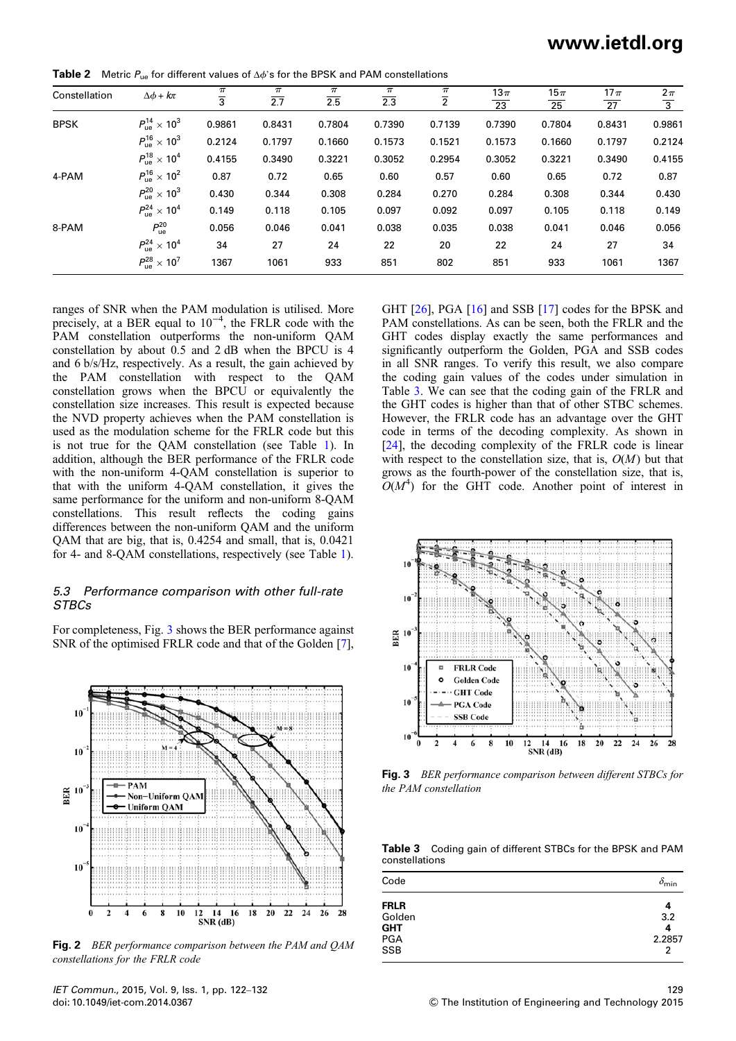**Table 2** Metric $P_{ue}$ for different values of $\Delta\phi$'s for the BPSK and PAM constellations

| Constellation | $\Delta\phi + k\pi$ | $\frac{\pi}{3}$ | $\frac{\pi}{2.7}$ | $\frac{\pi}{2.5}$ | $\frac{\pi}{2.3}$ | $\frac{\pi}{2}$ | $\frac{13\pi}{23}$ | $\frac{15\pi}{25}$ | $\frac{17\pi}{27}$ | $\frac{2\pi}{3}$ |
|---|---|---|---|---|---|---|---|---|---|---|
| BPSK | $P_{ue}^{14} \times 10^3$ | 0.9861 | 0.8431 | 0.7804 | 0.7390 | 0.7139 | 0.7390 | 0.7804 | 0.8431 | 0.9861 |
| | $P_{ue}^{16} \times 10^3$ | 0.2124 | 0.1797 | 0.1660 | 0.1573 | 0.1521 | 0.1573 | 0.1660 | 0.1797 | 0.2124 |
| | $P_{ue}^{18} \times 10^4$ | 0.4155 | 0.3490 | 0.3221 | 0.3052 | 0.2954 | 0.3052 | 0.3221 | 0.3490 | 0.4155 |
| 4-PAM | $P_{ue}^{16} \times 10^2$ | 0.87 | 0.72 | 0.65 | 0.60 | 0.57 | 0.60 | 0.65 | 0.72 | 0.87 |
| | $P_{ue}^{20} \times 10^3$ | 0.430 | 0.344 | 0.308 | 0.284 | 0.270 | 0.284 | 0.308 | 0.344 | 0.430 |
| | $P_{ue}^{24} \times 10^4$ | 0.149 | 0.118 | 0.105 | 0.097 | 0.092 | 0.097 | 0.105 | 0.118 | 0.149 |
| 8-PAM | $P_{ue}^{20}$ | 0.056 | 0.046 | 0.041 | 0.038 | 0.035 | 0.038 | 0.041 | 0.046 | 0.056 |
| | $P_{ue}^{24} \times 10^4$ | 34 | 27 | 24 | 22 | 20 | 22 | 24 | 27 | 34 |
| | $P_{ue}^{28} \times 10^7$ | 1367 | 1061 | 933 | 851 | 802 | 851 | 933 | 1061 | 1367 |

ranges of SNR when the PAM modulation is utilised. More precisely, at a BER equal to $10^{-4}$, the FRLR code with the PAM constellation outperforms the non-uniform QAM constellation by about 0.5 and 2 dB when the BPCU is 4 and 6 b/s/Hz, respectively. As a result, the gain achieved by the PAM constellation with respect to the QAM constellation grows when the BPCU or equivalently the constellation size increases. This result is expected because the NVD property achieves when the PAM constellation is used as the modulation scheme for the FRLR code but this is not true for the QAM constellation (see Table 1). In addition, although the BER performance of the FRLR code with the non-uniform 4-QAM constellation is superior to that with the uniform 4-QAM constellation, it gives the same performance for the uniform and non-uniform 8-QAM constellations. This result reflects the coding gains differences between the non-uniform QAM and the uniform QAM that are big, that is, 0.4254 and small, that is, 0.0421 for 4- and 8-QAM constellations, respectively (see Table 1).

### 5.3 Performance comparison with other full-rate STBCs

For completeness, Fig. 3 shows the BER performance against SNR of the optimised FRLR code and that of the Golden [7],

**Fig. 2** *BER performance comparison between the PAM and QAM constellations for the FRLR code*

GHT [26], PGA [16] and SSB [17] codes for the BPSK and PAM constellations. As can be seen, both the FRLR and the GHT codes display exactly the same performances and significantly outperform the Golden, PGA and SSB codes in all SNR ranges. To verify this result, we also compare the coding gain values of the codes under simulation in Table 3. We can see that the coding gain of the FRLR and the GHT codes is higher than that of other STBC schemes. However, the FRLR code has an advantage over the GHT code in terms of the decoding complexity. As shown in [24], the decoding complexity of the FRLR code is linear with respect to the constellation size, that is, $O(M)$ but that grows as the fourth-power of the constellation size, that is, $O(M^4)$ for the GHT code. Another point of interest in

**Fig. 3** *BER performance comparison between different STBCs for the PAM constellation*

**Table 3** Coding gain of different STBCs for the BPSK and PAM constellations

| Code | $\delta_{min}$ |
|---|---|
| **FRLR** | **4** |
| Golden | 3.2 |
| **GHT** | **4** |
| PGA | 2.2857 |
| SSB | 2 |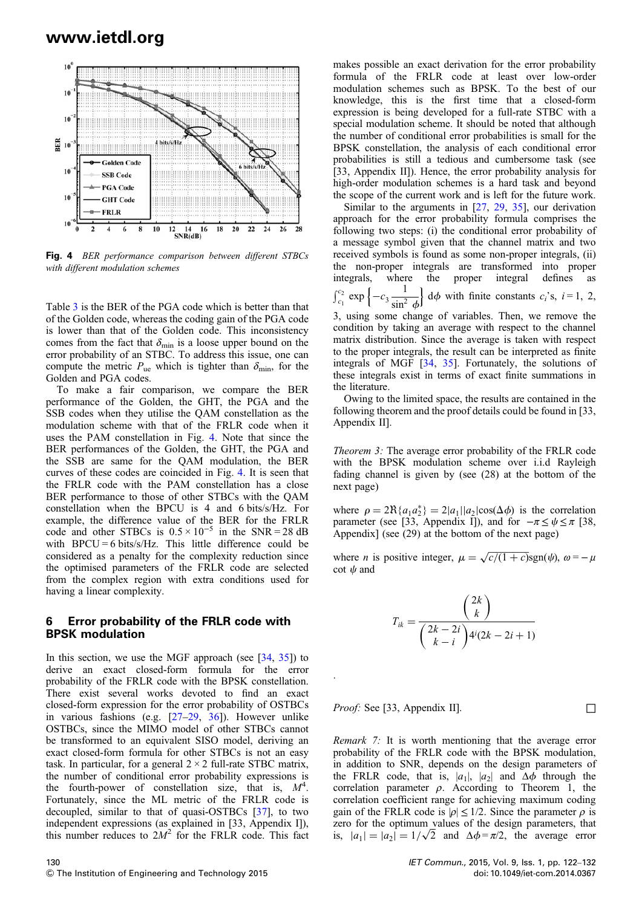Fig. 4 *BER performance comparison between different STBCs with different modulation schemes*

Table 3 is the BER of the PGA code which is better than that of the Golden code, whereas the coding gain of the PGA code is lower than that of the Golden code. This inconsistency comes from the fact that $\delta_{\min}$ is a loose upper bound on the error probability of an STBC. To address this issue, one can compute the metric $P_{\text{ue}}$ which is tighter than $\delta_{\min}$, for the Golden and PGA codes.

To make a fair comparison, we compare the BER performance of the Golden, the GHT, the PGA and the SSB codes when they utilise the QAM constellation as the modulation scheme with that of the FRLR code when it uses the PAM constellation in Fig. 4. Note that since the BER performances of the Golden, the GHT, the PGA and the SSB are same for the QAM modulation, the BER curves of these codes are coincided in Fig. 4. It is seen that the FRLR code with the PAM constellation has a close BER performance to those of other STBCs with the QAM constellation when the BPCU is 4 and 6 bits/s/Hz. For example, the difference value of the BER for the FRLR code and other STBCs is $0.5 \times 10^{-5}$ in the SNR = 28 dB with BPCU = 6 bits/s/Hz. This little difference could be considered as a penalty for the complexity reduction since the optimised parameters of the FRLR code are selected from the complex region with extra conditions used for having a linear complexity.

## 6 Error probability of the FRLR code with BPSK modulation

In this section, we use the MGF approach (see [34, 35]) to derive an exact closed-form formula for the error probability of the FRLR code with the BPSK constellation. There exist several works devoted to find an exact closed-form expression for the error probability of OSTBCs in various fashions (e.g. [27–29, 36]). However unlike OSTBCs, since the MIMO model of other STBCs cannot be transformed to an equivalent SISO model, deriving an exact closed-form formula for other STBCs is not an easy task. In particular, for a general $2 \times 2$ full-rate STBC matrix, the number of conditional error probability expressions is the fourth-power of constellation size, that is, $M^4$. Fortunately, since the ML metric of the FRLR code is decoupled, similar to that of quasi-OSTBCs [37], to two independent expressions (as explained in [33, Appendix I]), this number reduces to $2M^2$ for the FRLR code. This fact makes possible an exact derivation for the error probability formula of the FRLR code at least over low-order modulation schemes such as BPSK. To the best of our knowledge, this is the first time that a closed-form expression is being developed for a full-rate STBC with a special modulation scheme. It should be noted that although the number of conditional error probabilities is small for the BPSK constellation, the analysis of each conditional error probabilities is still a tedious and cumbersome task (see [33, Appendix II]). Hence, the error probability analysis for high-order modulation schemes is a hard task and beyond the scope of the current work and is left for the future work.

Similar to the arguments in [27, 29, 35], our derivation approach for the error probability formula comprises the following two steps: (i) the conditional error probability of a message symbol given that the channel matrix and two received symbols is found as some non-proper integrals, (ii) the non-proper integrals are transformed into proper integrals, where the proper integral defines as $\int_{c_1}^{c_2} \exp\left\{-c_3 \dfrac{1}{\sin^2 \phi}\right\} \mathrm{d}\phi$ with finite constants $c_i$'s, $i = 1, 2, 3$, using some change of variables. Then, we remove the condition by taking an average with respect to the channel matrix distribution. Since the average is taken with respect to the proper integrals, the result can be interpreted as finite integrals of MGF [34, 35]. Fortunately, the solutions of these integrals exist in terms of exact finite summations in the literature.

Owing to the limited space, the results are contained in the following theorem and the proof details could be found in [33, Appendix II].

*Theorem 3:* The average error probability of the FRLR code with the BPSK modulation scheme over i.i.d Rayleigh fading channel is given by (see (28) at the bottom of the next page)

where $\rho = 2\Re\{a_1 a_2^*\} = 2|a_1||a_2|\cos(\Delta\phi)$ is the correlation parameter (see [33, Appendix I]), and for $-\pi \le \psi \le \pi$ [38, Appendix] (see (29) at the bottom of the next page)

where $n$ is positive integer, $\mu = \sqrt{c/(1+c)}\mathrm{sgn}(\psi)$, $\omega = -\mu \cot\psi$ and

$$T_{ik} = \frac{\binom{2k}{k}}{\binom{2k-2i}{k-i} 4^i (2k - 2i + 1)}$$

*Proof:* See [33, Appendix II]. □

*Remark 7:* It is worth mentioning that the average error probability of the FRLR code with the BPSK modulation, in addition to SNR, depends on the design parameters of the FRLR code, that is, $|a_1|$, $|a_2|$ and $\Delta\phi$ through the correlation parameter $\rho$. According to Theorem 1, the correlation coefficient range for achieving maximum coding gain of the FRLR code is $|\rho| \le 1/2$. Since the parameter $\rho$ is zero for the optimum values of the design parameters, that is, $|a_1| = |a_2| = 1/\sqrt{2}$ and $\Delta\phi = \pi/2$, the average error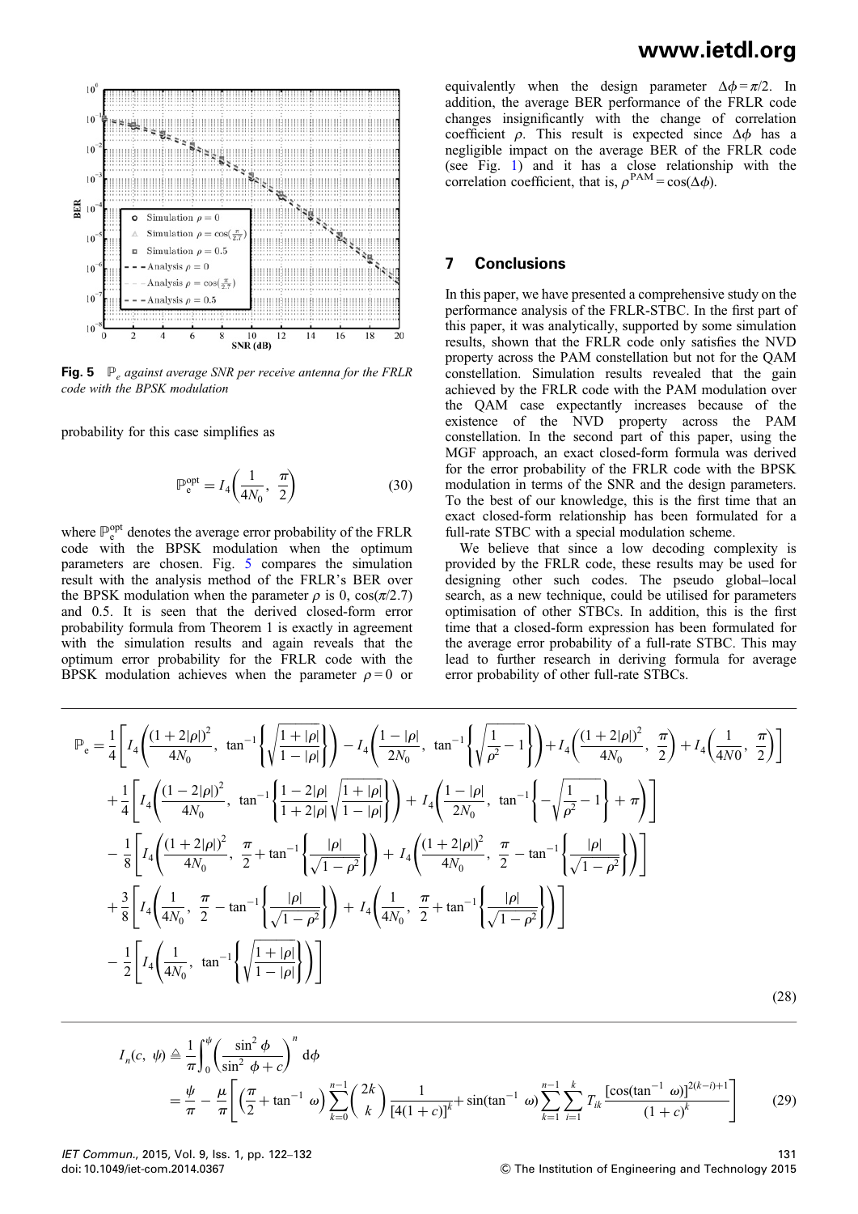Fig. 5 $\mathbb{P}_e$ against average SNR per receive antenna for the FRLR code with the BPSK modulation

probability for this case simplifies as

$$\mathbb{P}_e^{\text{opt}} = I_4\left(\frac{1}{4N_0}, \frac{\pi}{2}\right) \tag{30}$$

where $\mathbb{P}_e^{\text{opt}}$ denotes the average error probability of the FRLR code with the BPSK modulation when the optimum parameters are chosen. Fig. 5 compares the simulation result with the analysis method of the FRLR's BER over the BPSK modulation when the parameter $\rho$ is 0, $\cos(\pi/2.7)$ and 0.5. It is seen that the derived closed-form error probability formula from Theorem 1 is exactly in agreement with the simulation results and again reveals that the optimum error probability for the FRLR code with the BPSK modulation achieves when the parameter $\rho = 0$ or equivalently when the design parameter $\Delta\phi = \pi/2$. In addition, the average BER performance of the FRLR code changes insignificantly with the change of correlation coefficient $\rho$. This result is expected since $\Delta\phi$ has a negligible impact on the average BER of the FRLR code (see Fig. 1) and it has a close relationship with the correlation coefficient, that is, $\rho^{\text{PAM}} = \cos(\Delta\phi)$.

## 7 Conclusions

In this paper, we have presented a comprehensive study on the performance analysis of the FRLR-STBC. In the first part of this paper, it was analytically, supported by some simulation results, shown that the FRLR code only satisfies the NVD property across the PAM constellation but not for the QAM constellation. Simulation results revealed that the gain achieved by the FRLR code with the PAM modulation over the QAM case expectantly increases because of the existence of the NVD property across the PAM constellation. In the second part of this paper, using the MGF approach, an exact closed-form formula was derived for the error probability of the FRLR code with the BPSK modulation in terms of the SNR and the design parameters. To the best of our knowledge, this is the first time that an exact closed-form relationship has been formulated for a full-rate STBC with a special modulation scheme.

We believe that since a low decoding complexity is provided by the FRLR code, these results may be used for designing other such codes. The pseudo global–local search, as a new technique, could be utilised for parameters optimisation of other STBCs. In addition, this is the first time that a closed-form expression has been formulated for the average error probability of a full-rate STBC. This may lead to further research in deriving formula for average error probability of other full-rate STBCs.

$$\begin{aligned}
\mathbb{P}_e = &\frac{1}{4}\left[I_4\left(\frac{(1+2|\rho|)^2}{4N_0}, \tan^{-1}\left\{\sqrt{\frac{1+|\rho|}{1-|\rho|}}\right\}\right) - I_4\left(\frac{1-|\rho|}{2N_0}, \tan^{-1}\left\{\sqrt{\frac{1}{\rho^2}-1}\right\}\right) + I_4\left(\frac{(1+2|\rho|)^2}{4N_0}, \frac{\pi}{2}\right) + I_4\left(\frac{1}{4N0}, \frac{\pi}{2}\right)\right] \\
&+ \frac{1}{4}\left[I_4\left(\frac{(1-2|\rho|)^2}{4N_0}, \tan^{-1}\left\{\frac{1-2|\rho|}{1+2|\rho|}\sqrt{\frac{1+|\rho|}{1-|\rho|}}\right\}\right) + I_4\left(\frac{1-|\rho|}{2N_0}, \tan^{-1}\left\{-\sqrt{\frac{1}{\rho^2}-1}\right\} + \pi\right)\right] \\
&- \frac{1}{8}\left[I_4\left(\frac{(1+2|\rho|)^2}{4N_0}, \frac{\pi}{2} + \tan^{-1}\left\{\frac{|\rho|}{\sqrt{1-\rho^2}}\right\}\right) + I_4\left(\frac{(1+2|\rho|)^2}{4N_0}, \frac{\pi}{2} - \tan^{-1}\left\{\frac{|\rho|}{\sqrt{1-\rho^2}}\right\}\right)\right] \\
&+ \frac{3}{8}\left[I_4\left(\frac{1}{4N_0}, \frac{\pi}{2} - \tan^{-1}\left\{\frac{|\rho|}{\sqrt{1-\rho^2}}\right\}\right) + I_4\left(\frac{1}{4N_0}, \frac{\pi}{2} + \tan^{-1}\left\{\frac{|\rho|}{\sqrt{1-\rho^2}}\right\}\right)\right] \\
&- \frac{1}{2}\left[I_4\left(\frac{1}{4N_0}, \tan^{-1}\left\{\sqrt{\frac{1+|\rho|}{1-|\rho|}}\right\}\right)\right]
\end{aligned} \tag{28}$$

$$\begin{aligned}
I_n(c, \psi) &\triangleq \frac{1}{\pi}\int_0^{\psi}\left(\frac{\sin^2\phi}{\sin^2\phi + c}\right)^n \mathrm{d}\phi \\
&= \frac{\psi}{\pi} - \frac{\mu}{\pi}\left[\left(\frac{\pi}{2} + \tan^{-1}\omega\right)\sum_{k=0}^{n-1}\binom{2k}{k}\frac{1}{[4(1+c)]^k} + \sin(\tan^{-1}\omega)\sum_{k=1}^{n-1}\sum_{i=1}^{k}T_{ik}\frac{[\cos(\tan^{-1}\omega)]^{2(k-i)+1}}{(1+c)^k}\right]
\end{aligned} \tag{29}$$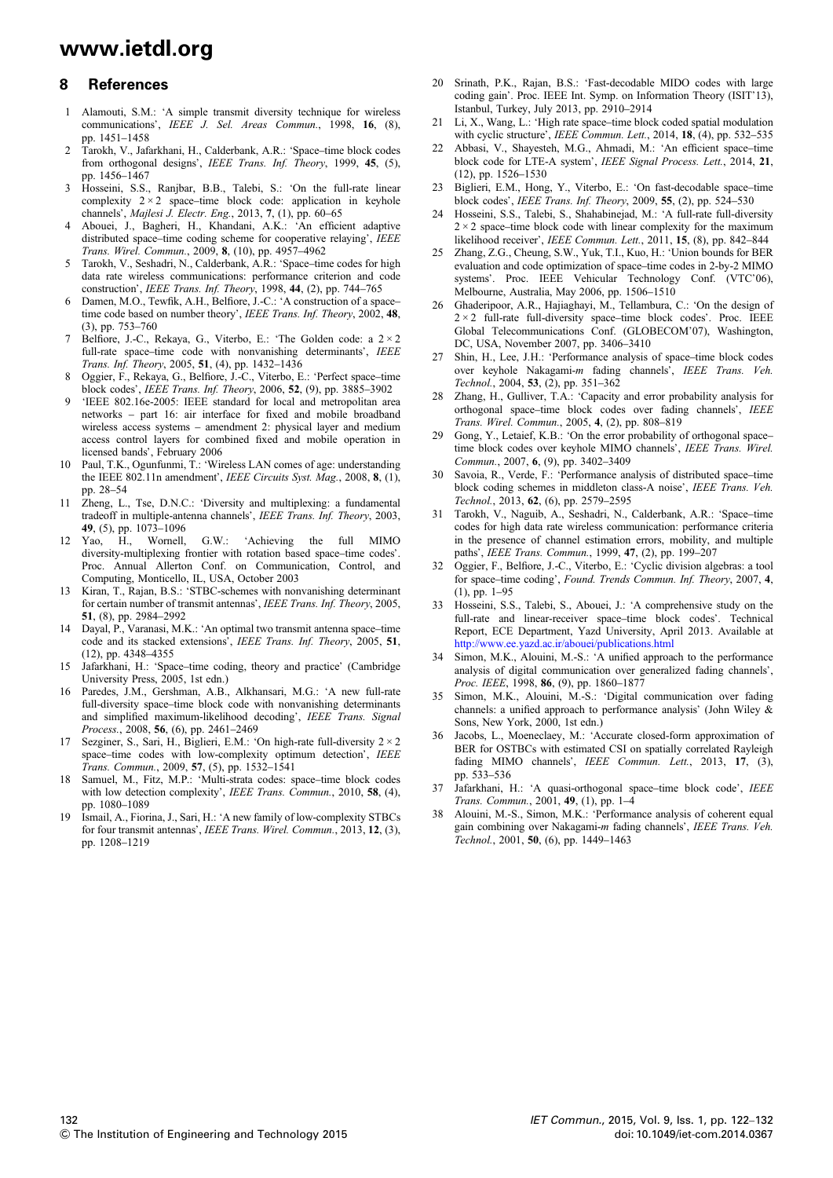## 8 References

1. Alamouti, S.M.: 'A simple transmit diversity technique for wireless communications', *IEEE J. Sel. Areas Commun.*, 1998, **16**, (8), pp. 1451–1458
2. Tarokh, V., Jafarkhani, H., Calderbank, A.R.: 'Space–time block codes from orthogonal designs', *IEEE Trans. Inf. Theory*, 1999, **45**, (5), pp. 1456–1467
3. Hosseini, S.S., Ranjbar, B.B., Talebi, S.: 'On the full-rate linear complexity $2 \times 2$ space–time block code: application in keyhole channels', *Majlesi J. Electr. Eng.*, 2013, **7**, (1), pp. 60–65
4. Abouei, J., Bagheri, H., Khandani, A.K.: 'An efficient adaptive distributed space–time coding scheme for cooperative relaying', *IEEE Trans. Wirel. Commun.*, 2009, **8**, (10), pp. 4957–4962
5. Tarokh, V., Seshadri, N., Calderbank, A.R.: 'Space–time codes for high data rate wireless communications: performance criterion and code construction', *IEEE Trans. Inf. Theory*, 1998, **44**, (2), pp. 744–765
6. Damen, M.O., Tewfik, A.H., Belfiore, J.-C.: 'A construction of a space–time code based on number theory', *IEEE Trans. Inf. Theory*, 2002, **48**, (3), pp. 753–760
7. Belfiore, J.-C., Rekaya, G., Viterbo, E.: 'The Golden code: a $2 \times 2$ full-rate space–time code with nonvanishing determinants', *IEEE Trans. Inf. Theory*, 2005, **51**, (4), pp. 1432–1436
8. Oggier, F., Rekaya, G., Belfiore, J.-C., Viterbo, E.: 'Perfect space–time block codes', *IEEE Trans. Inf. Theory*, 2006, **52**, (9), pp. 3885–3902
9. 'IEEE 802.16e-2005: IEEE standard for local and metropolitan area networks – part 16: air interface for fixed and mobile broadband wireless access systems – amendment 2: physical layer and medium access control layers for combined fixed and mobile operation in licensed bands', February 2006
10. Paul, T.K., Ogunfunmi, T.: 'Wireless LAN comes of age: understanding the IEEE 802.11n amendment', *IEEE Circuits Syst. Mag.*, 2008, **8**, (1), pp. 28–54
11. Zheng, L., Tse, D.N.C.: 'Diversity and multiplexing: a fundamental tradeoff in multiple-antenna channels', *IEEE Trans. Inf. Theory*, 2003, **49**, (5), pp. 1073–1096
12. Yao, H., Wornell, G.W.: 'Achieving the full MIMO diversity-multiplexing frontier with rotation based space–time codes'. Proc. Annual Allerton Conf. on Communication, Control, and Computing, Monticello, IL, USA, October 2003
13. Kiran, T., Rajan, B.S.: 'STBC-schemes with nonvanishing determinant for certain number of transmit antennas', *IEEE Trans. Inf. Theory*, 2005, **51**, (8), pp. 2984–2992
14. Dayal, P., Varanasi, M.K.: 'An optimal two transmit antenna space–time code and its stacked extensions', *IEEE Trans. Inf. Theory*, 2005, **51**, (12), pp. 4348–4355
15. Jafarkhani, H.: 'Space–time coding, theory and practice' (Cambridge University Press, 2005, 1st edn.)
16. Paredes, J.M., Gershman, A.B., Alkhansari, M.G.: 'A new full-rate full-diversity space–time block code with nonvanishing determinants and simplified maximum-likelihood decoding', *IEEE Trans. Signal Process.*, 2008, **56**, (6), pp. 2461–2469
17. Sezginer, S., Sari, H., Biglieri, E.M.: 'On high-rate full-diversity $2 \times 2$ space–time codes with low-complexity optimum detection', *IEEE Trans. Commun.*, 2009, **57**, (5), pp. 1532–1541
18. Samuel, M., Fitz, M.P.: 'Multi-strata codes: space–time block codes with low detection complexity', *IEEE Trans. Commun.*, 2010, **58**, (4), pp. 1080–1089
19. Ismail, A., Fiorina, J., Sari, H.: 'A new family of low-complexity STBCs for four transmit antennas', *IEEE Trans. Wirel. Commun.*, 2013, **12**, (3), pp. 1208–1219
20. Srinath, P.K., Rajan, B.S.: 'Fast-decodable MIDO codes with large coding gain'. Proc. IEEE Int. Symp. on Information Theory (ISIT'13), Istanbul, Turkey, July 2013, pp. 2910–2914
21. Li, X., Wang, L.: 'High rate space–time block coded spatial modulation with cyclic structure', *IEEE Commun. Lett.*, 2014, **18**, (4), pp. 532–535
22. Abbasi, V., Shayesteh, M.G., Ahmadi, M.: 'An efficient space–time block code for LTE-A system', *IEEE Signal Process. Lett.*, 2014, **21**, (12), pp. 1526–1530
23. Biglieri, E.M., Hong, Y., Viterbo, E.: 'On fast-decodable space–time block codes', *IEEE Trans. Inf. Theory*, 2009, **55**, (2), pp. 524–530
24. Hosseini, S.S., Talebi, S., Shahabinejad, M.: 'A full-rate full-diversity $2 \times 2$ space–time block code with linear complexity for the maximum likelihood receiver', *IEEE Commun. Lett.*, 2011, **15**, (8), pp. 842–844
25. Zhang, Z.G., Cheung, S.W., Yuk, T.I., Kuo, H.: 'Union bounds for BER evaluation and code optimization of space–time codes in 2-by-2 MIMO systems'. Proc. IEEE Vehicular Technology Conf. (VTC'06), Melbourne, Australia, May 2006, pp. 1506–1510
26. Ghaderipoor, A.R., Hajiaghayi, M., Tellambura, C.: 'On the design of $2 \times 2$ full-rate full-diversity space–time block codes'. Proc. IEEE Global Telecommunications Conf. (GLOBECOM'07), Washington, DC, USA, November 2007, pp. 3406–3410
27. Shin, H., Lee, J.H.: 'Performance analysis of space–time block codes over keyhole Nakagami-*m* fading channels', *IEEE Trans. Veh. Technol.*, 2004, **53**, (2), pp. 351–362
28. Zhang, H., Gulliver, T.A.: 'Capacity and error probability analysis for orthogonal space–time block codes over fading channels', *IEEE Trans. Wirel. Commun.*, 2005, **4**, (2), pp. 808–819
29. Gong, Y., Letaief, K.B.: 'On the error probability of orthogonal space–time block codes over keyhole MIMO channels', *IEEE Trans. Wirel. Commun.*, 2007, **6**, (9), pp. 3402–3409
30. Savoia, R., Verde, F.: 'Performance analysis of distributed space–time block coding schemes in middleton class-A noise', *IEEE Trans. Veh. Technol.*, 2013, **62**, (6), pp. 2579–2595
31. Tarokh, V., Naguib, A., Seshadri, N., Calderbank, A.R.: 'Space–time codes for high data rate wireless communication: performance criteria in the presence of channel estimation errors, mobility, and multiple paths', *IEEE Trans. Commun.*, 1999, **47**, (2), pp. 199–207
32. Oggier, F., Belfiore, J.-C., Viterbo, E.: 'Cyclic division algebras: a tool for space–time coding', *Found. Trends Commun. Inf. Theory*, 2007, **4**, (1), pp. 1–95
33. Hosseini, S.S., Talebi, S., Abouei, J.: 'A comprehensive study on the full-rate and linear-receiver space–time block codes'. Technical Report, ECE Department, Yazd University, April 2013. Available at http://www.ee.yazd.ac.ir/abouei/publications.html
34. Simon, M.K., Alouini, M.-S.: 'A unified approach to the performance analysis of digital communication over generalized fading channels', *Proc. IEEE*, 1998, **86**, (9), pp. 1860–1877
35. Simon, M.K., Alouini, M.-S.: 'Digital communication over fading channels: a unified approach to performance analysis' (John Wiley & Sons, New York, 2000, 1st edn.)
36. Jacobs, L., Moeneclaey, M.: 'Accurate closed-form approximation of BER for OSTBCs with estimated CSI on spatially correlated Rayleigh fading MIMO channels', *IEEE Commun. Lett.*, 2013, **17**, (3), pp. 533–536
37. Jafarkhani, H.: 'A quasi-orthogonal space–time block code', *IEEE Trans. Commun.*, 2001, **49**, (1), pp. 1–4
38. Alouini, M.-S., Simon, M.K.: 'Performance analysis of coherent equal gain combining over Nakagami-*m* fading channels', *IEEE Trans. Veh. Technol.*, 2001, **50**, (6), pp. 1449–1463